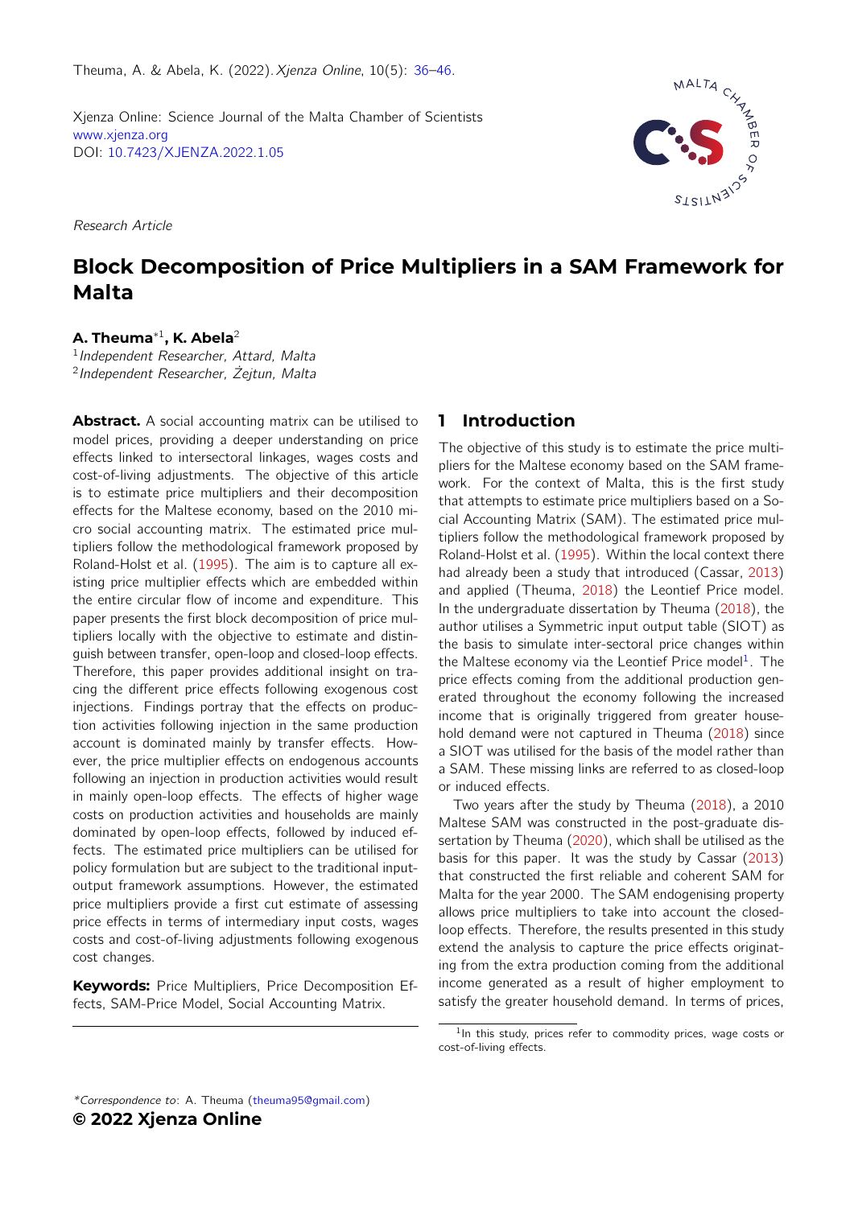Theuma, A. & Abela, K. (2022). *Xjenza Online*, 10(5): 36–46.

Xjenza Online: Science Journal of the Malta Chamber of Scientists
www.xjenza.org
DOI: 10.7423/XJENZA.2022.1.05

*Research Article*

# Block Decomposition of Price Multipliers in a SAM Framework for Malta

**A. Theuma**[*1], **K. Abela**[2]

[1]*Independent Researcher, Attard, Malta*
[2]*Independent Researcher, Żejtun, Malta*

**Abstract.** A social accounting matrix can be utilised to model prices, providing a deeper understanding on price effects linked to intersectoral linkages, wages costs and cost-of-living adjustments. The objective of this article is to estimate price multipliers and their decomposition effects for the Maltese economy, based on the 2010 micro social accounting matrix. The estimated price multipliers follow the methodological framework proposed by Roland-Holst et al. (1995). The aim is to capture all existing price multiplier effects which are embedded within the entire circular flow of income and expenditure. This paper presents the first block decomposition of price multipliers locally with the objective to estimate and distinguish between transfer, open-loop and closed-loop effects. Therefore, this paper provides additional insight on tracing the different price effects following exogenous cost injections. Findings portray that the effects on production activities following injection in the same production account is dominated mainly by transfer effects. However, the price multiplier effects on endogenous accounts following an injection in production activities would result in mainly open-loop effects. The effects of higher wage costs on production activities and households are mainly dominated by open-loop effects, followed by induced effects. The estimated price multipliers can be utilised for policy formulation but are subject to the traditional input-output framework assumptions. However, the estimated price multipliers provide a first cut estimate of assessing price effects in terms of intermediary input costs, wages costs and cost-of-living adjustments following exogenous cost changes.

**Keywords:** Price Multipliers, Price Decomposition Effects, SAM-Price Model, Social Accounting Matrix.

## 1 Introduction

The objective of this study is to estimate the price multipliers for the Maltese economy based on the SAM framework. For the context of Malta, this is the first study that attempts to estimate price multipliers based on a Social Accounting Matrix (SAM). The estimated price multipliers follow the methodological framework proposed by Roland-Holst et al. (1995). Within the local context there had already been a study that introduced (Cassar, 2013) and applied (Theuma, 2018) the Leontief Price model. In the undergraduate dissertation by Theuma (2018), the author utilises a Symmetric input output table (SIOT) as the basis to simulate inter-sectoral price changes within the Maltese economy via the Leontief Price model[1]. The price effects coming from the additional production generated throughout the economy following the increased income that is originally triggered from greater household demand were not captured in Theuma (2018) since a SIOT was utilised for the basis of the model rather than a SAM. These missing links are referred to as closed-loop or induced effects.

Two years after the study by Theuma (2018), a 2010 Maltese SAM was constructed in the post-graduate dissertation by Theuma (2020), which shall be utilised as the basis for this paper. It was the study by Cassar (2013) that constructed the first reliable and coherent SAM for Malta for the year 2000. The SAM endogenising property allows price multipliers to take into account the closed-loop effects. Therefore, the results presented in this study extend the analysis to capture the price effects originating from the extra production coming from the additional income generated as a result of higher employment to satisfy the greater household demand. In terms of prices,

[1]In this study, prices refer to commodity prices, wage costs or cost-of-living effects.

*Correspondence to: A. Theuma (theuma95@gmail.com)

**© 2022 Xjenza Online**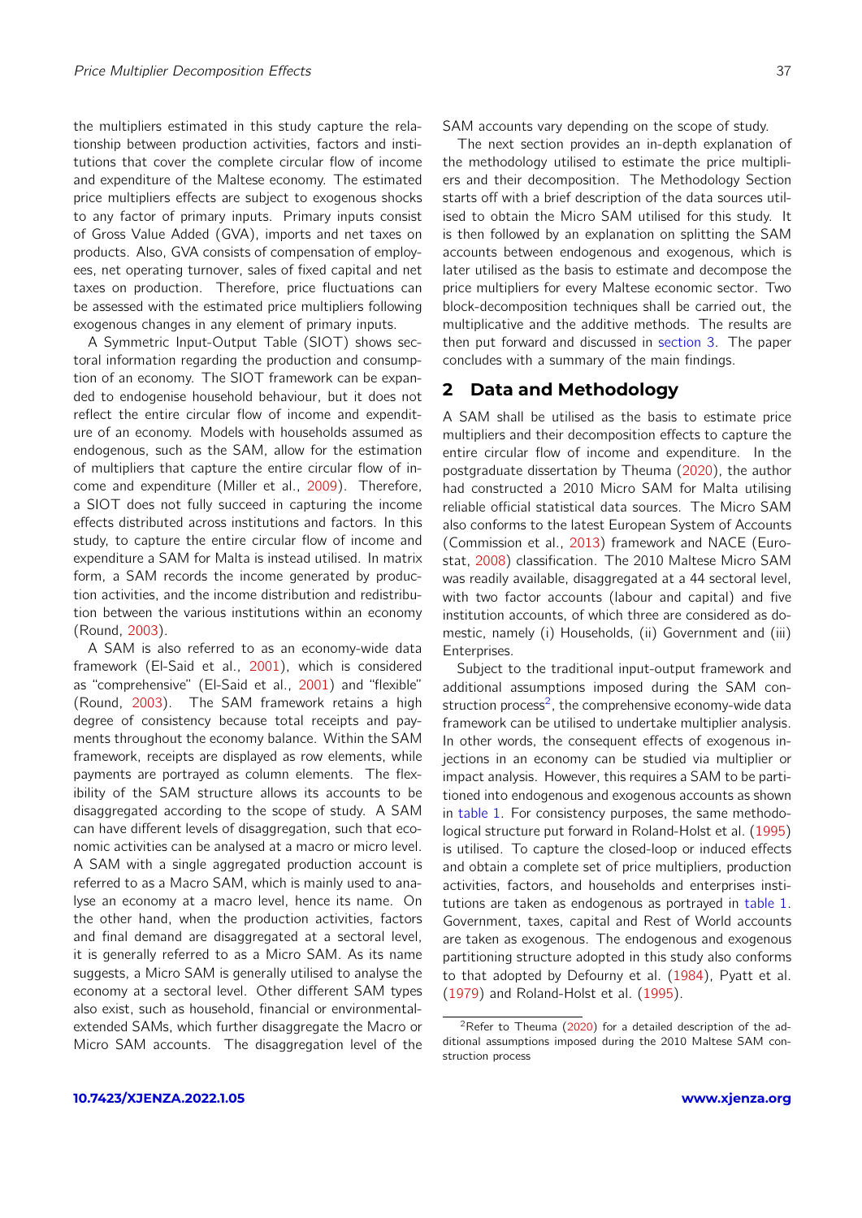the multipliers estimated in this study capture the relationship between production activities, factors and institutions that cover the complete circular flow of income and expenditure of the Maltese economy. The estimated price multipliers effects are subject to exogenous shocks to any factor of primary inputs. Primary inputs consist of Gross Value Added (GVA), imports and net taxes on products. Also, GVA consists of compensation of employees, net operating turnover, sales of fixed capital and net taxes on production. Therefore, price fluctuations can be assessed with the estimated price multipliers following exogenous changes in any element of primary inputs.

A Symmetric Input-Output Table (SIOT) shows sectoral information regarding the production and consumption of an economy. The SIOT framework can be expanded to endogenise household behaviour, but it does not reflect the entire circular flow of income and expenditure of an economy. Models with households assumed as endogenous, such as the SAM, allow for the estimation of multipliers that capture the entire circular flow of income and expenditure (Miller et al., 2009). Therefore, a SIOT does not fully succeed in capturing the income effects distributed across institutions and factors. In this study, to capture the entire circular flow of income and expenditure a SAM for Malta is instead utilised. In matrix form, a SAM records the income generated by production activities, and the income distribution and redistribution between the various institutions within an economy (Round, 2003).

A SAM is also referred to as an economy-wide data framework (El-Said et al., 2001), which is considered as "comprehensive" (El-Said et al., 2001) and "flexible" (Round, 2003). The SAM framework retains a high degree of consistency because total receipts and payments throughout the economy balance. Within the SAM framework, receipts are displayed as row elements, while payments are portrayed as column elements. The flexibility of the SAM structure allows its accounts to be disaggregated according to the scope of study. A SAM can have different levels of disaggregation, such that economic activities can be analysed at a macro or micro level. A SAM with a single aggregated production account is referred to as a Macro SAM, which is mainly used to analyse an economy at a macro level, hence its name. On the other hand, when the production activities, factors and final demand are disaggregated at a sectoral level, it is generally referred to as a Micro SAM. As its name suggests, a Micro SAM is generally utilised to analyse the economy at a sectoral level. Other different SAM types also exist, such as household, financial or environmental-extended SAMs, which further disaggregate the Macro or Micro SAM accounts. The disaggregation level of the SAM accounts vary depending on the scope of study.

The next section provides an in-depth explanation of the methodology utilised to estimate the price multipliers and their decomposition. The Methodology Section starts off with a brief description of the data sources utilised to obtain the Micro SAM utilised for this study. It is then followed by an explanation on splitting the SAM accounts between endogenous and exogenous, which is later utilised as the basis to estimate and decompose the price multipliers for every Maltese economic sector. Two block-decomposition techniques shall be carried out, the multiplicative and the additive methods. The results are then put forward and discussed in section 3. The paper concludes with a summary of the main findings.

## 2 Data and Methodology

A SAM shall be utilised as the basis to estimate price multipliers and their decomposition effects to capture the entire circular flow of income and expenditure. In the postgraduate dissertation by Theuma (2020), the author had constructed a 2010 Micro SAM for Malta utilising reliable official statistical data sources. The Micro SAM also conforms to the latest European System of Accounts (Commission et al., 2013) framework and NACE (Eurostat, 2008) classification. The 2010 Maltese Micro SAM was readily available, disaggregated at a 44 sectoral level, with two factor accounts (labour and capital) and five institution accounts, of which three are considered as domestic, namely (i) Households, (ii) Government and (iii) Enterprises.

Subject to the traditional input-output framework and additional assumptions imposed during the SAM construction process[2], the comprehensive economy-wide data framework can be utilised to undertake multiplier analysis. In other words, the consequent effects of exogenous injections in an economy can be studied via multiplier or impact analysis. However, this requires a SAM to be partitioned into endogenous and exogenous accounts as shown in table 1. For consistency purposes, the same methodological structure put forward in Roland-Holst et al. (1995) is utilised. To capture the closed-loop or induced effects and obtain a complete set of price multipliers, production activities, factors, and households and enterprises institutions are taken as endogenous as portrayed in table 1. Government, taxes, capital and Rest of World accounts are taken as exogenous. The endogenous and exogenous partitioning structure adopted in this study also conforms to that adopted by Defourny et al. (1984), Pyatt et al. (1979) and Roland-Holst et al. (1995).

[2] Refer to Theuma (2020) for a detailed description of the additional assumptions imposed during the 2010 Maltese SAM construction process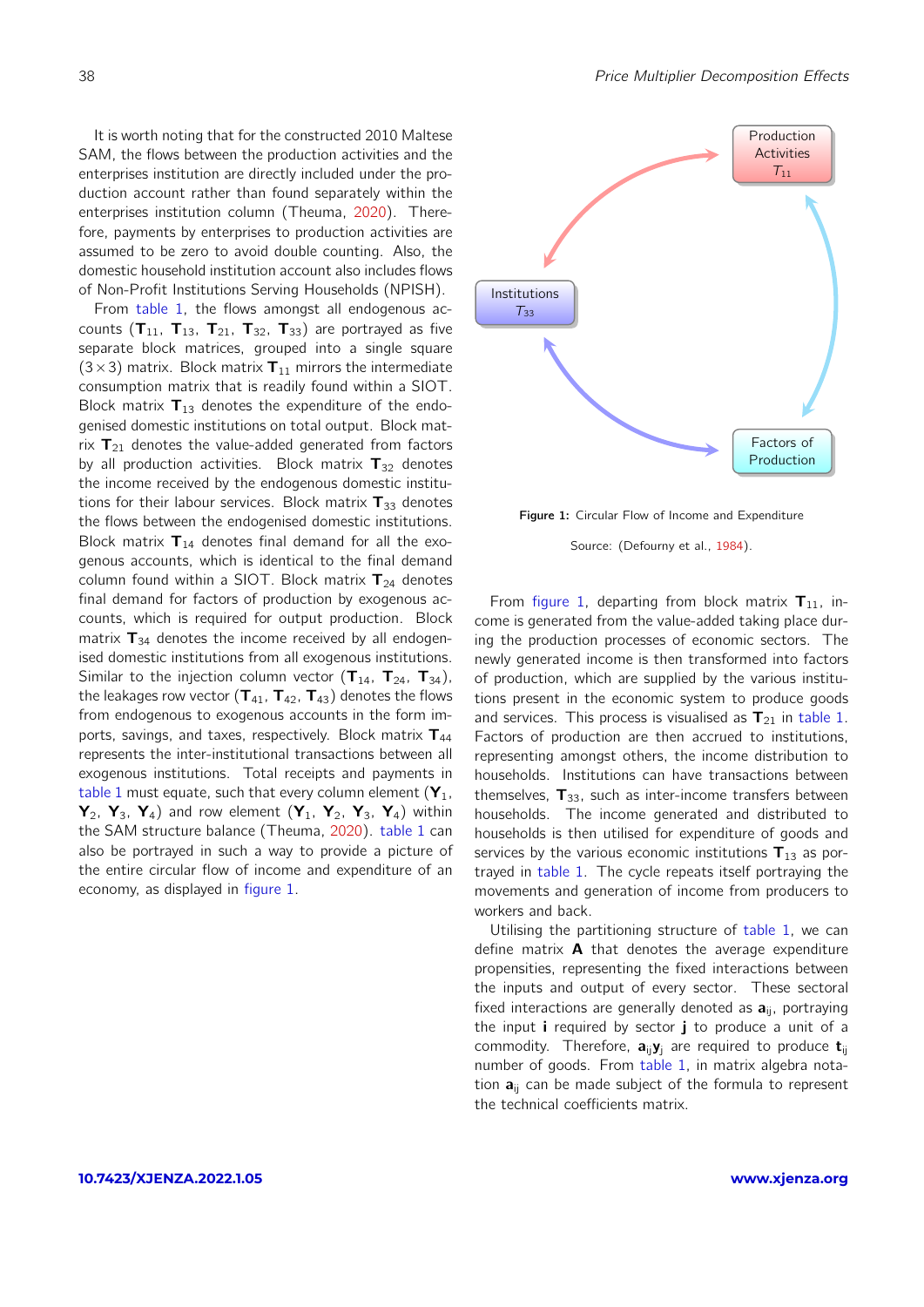It is worth noting that for the constructed 2010 Maltese SAM, the flows between the production activities and the enterprises institution are directly included under the production account rather than found separately within the enterprises institution column (Theuma, 2020). Therefore, payments by enterprises to production activities are assumed to be zero to avoid double counting. Also, the domestic household institution account also includes flows of Non-Profit Institutions Serving Households (NPISH).

From table 1, the flows amongst all endogenous accounts ($\mathbf{T}_{11}$, $\mathbf{T}_{13}$, $\mathbf{T}_{21}$, $\mathbf{T}_{32}$, $\mathbf{T}_{33}$) are portrayed as five separate block matrices, grouped into a single square ($3 \times 3$) matrix. Block matrix $\mathbf{T}_{11}$ mirrors the intermediate consumption matrix that is readily found within a SIOT. Block matrix $\mathbf{T}_{13}$ denotes the expenditure of the endogenised domestic institutions on total output. Block matrix $\mathbf{T}_{21}$ denotes the value-added generated from factors by all production activities. Block matrix $\mathbf{T}_{32}$ denotes the income received by the endogenous domestic institutions for their labour services. Block matrix $\mathbf{T}_{33}$ denotes the flows between the endogenised domestic institutions. Block matrix $\mathbf{T}_{14}$ denotes final demand for all the exogenous accounts, which is identical to the final demand column found within a SIOT. Block matrix $\mathbf{T}_{24}$ denotes final demand for factors of production by exogenous accounts, which is required for output production. Block matrix $\mathbf{T}_{34}$ denotes the income received by all endogenised domestic institutions from all exogenous institutions. Similar to the injection column vector ($\mathbf{T}_{14}$, $\mathbf{T}_{24}$, $\mathbf{T}_{34}$), the leakages row vector ($\mathbf{T}_{41}$, $\mathbf{T}_{42}$, $\mathbf{T}_{43}$) denotes the flows from endogenous to exogenous accounts in the form imports, savings, and taxes, respectively. Block matrix $\mathbf{T}_{44}$ represents the inter-institutional transactions between all exogenous institutions. Total receipts and payments in table 1 must equate, such that every column element ($\mathbf{Y}_1$, $\mathbf{Y}_2$, $\mathbf{Y}_3$, $\mathbf{Y}_4$) and row element ($\mathbf{Y}_1$, $\mathbf{Y}_2$, $\mathbf{Y}_3$, $\mathbf{Y}_4$) within the SAM structure balance (Theuma, 2020). table 1 can also be portrayed in such a way to provide a picture of the entire circular flow of income and expenditure of an economy, as displayed in figure 1.

Production Activities $T_{11}$

Institutions $T_{33}$

Factors of Production

**Figure 1:** Circular Flow of Income and Expenditure

Source: (Defourny et al., 1984).

From figure 1, departing from block matrix $\mathbf{T}_{11}$, income is generated from the value-added taking place during the production processes of economic sectors. The newly generated income is then transformed into factors of production, which are supplied by the various institutions present in the economic system to produce goods and services. This process is visualised as $\mathbf{T}_{21}$ in table 1. Factors of production are then accrued to institutions, representing amongst others, the income distribution to households. Institutions can have transactions between themselves, $\mathbf{T}_{33}$, such as inter-income transfers between households. The income generated and distributed to households is then utilised for expenditure of goods and services by the various economic institutions $\mathbf{T}_{13}$ as portrayed in table 1. The cycle repeats itself portraying the movements and generation of income from producers to workers and back.

Utilising the partitioning structure of table 1, we can define matrix $\mathbf{A}$ that denotes the average expenditure propensities, representing the fixed interactions between the inputs and output of every sector. These sectoral fixed interactions are generally denoted as $\mathbf{a}_{ij}$, portraying the input $\mathbf{i}$ required by sector $\mathbf{j}$ to produce a unit of a commodity. Therefore, $\mathbf{a}_{ij}\mathbf{y}_j$ are required to produce $\mathbf{t}_{ij}$ number of goods. From table 1, in matrix algebra notation $\mathbf{a}_{ij}$ can be made subject of the formula to represent the technical coefficients matrix.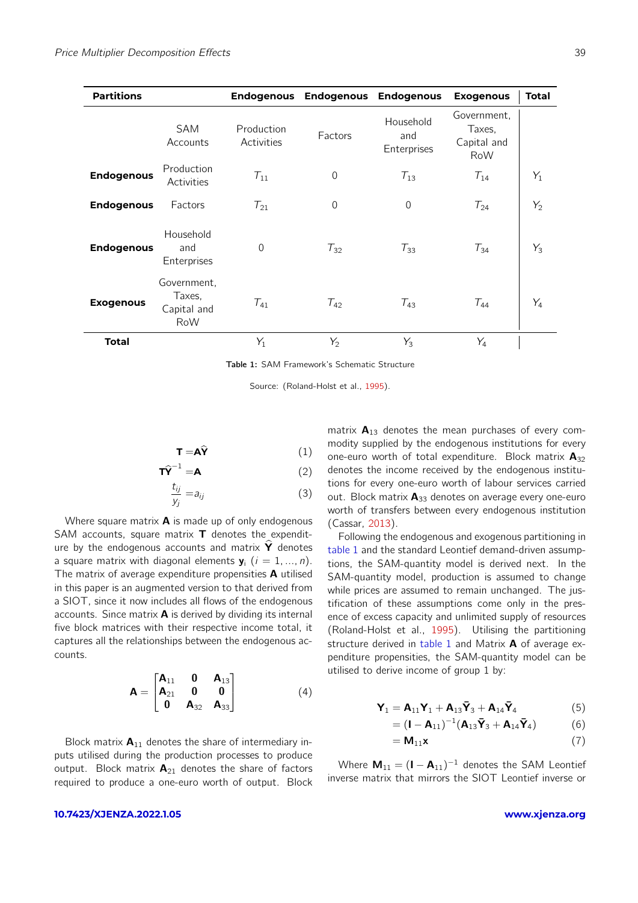| Partitions | | Endogenous | Endogenous | Endogenous | Exogenous | Total |
|---|---|---|---|---|---|---|
| | SAM Accounts | Production Activities | Factors | Household and Enterprises | Government, Taxes, Capital and RoW | |
| **Endogenous** | Production Activities | $T_{11}$ | 0 | $T_{13}$ | $T_{14}$ | $Y_1$ |
| **Endogenous** | Factors | $T_{21}$ | 0 | 0 | $T_{24}$ | $Y_2$ |
| **Endogenous** | Household and Enterprises | 0 | $T_{32}$ | $T_{33}$ | $T_{34}$ | $Y_3$ |
| **Exogenous** | Government, Taxes, Capital and RoW | $T_{41}$ | $T_{42}$ | $T_{43}$ | $T_{44}$ | $Y_4$ |
| **Total** | | $Y_1$ | $Y_2$ | $Y_3$ | $Y_4$ | |

**Table 1:** SAM Framework's Schematic Structure

Source: (Roland-Holst et al., 1995).

$$\mathbf{T} = \mathbf{A}\widehat{\mathbf{Y}} \tag{1}$$

$$\mathbf{T}\widehat{\mathbf{Y}}^{-1} = \mathbf{A} \tag{2}$$

$$\frac{t_{ij}}{y_j} = a_{ij} \tag{3}$$

Where square matrix $\mathbf{A}$ is made up of only endogenous SAM accounts, square matrix $\mathbf{T}$ denotes the expenditure by the endogenous accounts and matrix $\widehat{\mathbf{Y}}$ denotes a square matrix with diagonal elements $\mathbf{y}_i$ $(i = 1, ..., n)$. The matrix of average expenditure propensities $\mathbf{A}$ utilised in this paper is an augmented version to that derived from a SIOT, since it now includes all flows of the endogenous accounts. Since matrix $\mathbf{A}$ is derived by dividing its internal five block matrices with their respective income total, it captures all the relationships between the endogenous accounts.

$$\mathbf{A} = \begin{bmatrix} \mathbf{A}_{11} & \mathbf{0} & \mathbf{A}_{13} \\ \mathbf{A}_{21} & \mathbf{0} & \mathbf{0} \\ \mathbf{0} & \mathbf{A}_{32} & \mathbf{A}_{33} \end{bmatrix} \tag{4}$$

Block matrix $\mathbf{A}_{11}$ denotes the share of intermediary inputs utilised during the production processes to produce output. Block matrix $\mathbf{A}_{21}$ denotes the share of factors required to produce a one-euro worth of output. Block matrix $\mathbf{A}_{13}$ denotes the mean purchases of every commodity supplied by the endogenous institutions for every one-euro worth of total expenditure. Block matrix $\mathbf{A}_{32}$ denotes the income received by the endogenous institutions for every one-euro worth of labour services carried out. Block matrix $\mathbf{A}_{33}$ denotes on average every one-euro worth of transfers between every endogenous institution (Cassar, 2013).

Following the endogenous and exogenous partitioning in table 1 and the standard Leontief demand-driven assumptions, the SAM-quantity model is derived next. In the SAM-quantity model, production is assumed to change while prices are assumed to remain unchanged. The justification of these assumptions come only in the presence of excess capacity and unlimited supply of resources (Roland-Holst et al., 1995). Utilising the partitioning structure derived in table 1 and Matrix $\mathbf{A}$ of average expenditure propensities, the SAM-quantity model can be utilised to derive income of group 1 by:

$$\mathbf{Y}_1 = \mathbf{A}_{11}\mathbf{Y}_1 + \mathbf{A}_{13}\bar{\mathbf{Y}}_3 + \mathbf{A}_{14}\bar{\mathbf{Y}}_4 \tag{5}$$

$$= (\mathbf{I} - \mathbf{A}_{11})^{-1}(\mathbf{A}_{13}\bar{\mathbf{Y}}_3 + \mathbf{A}_{14}\bar{\mathbf{Y}}_4) \tag{6}$$

$$= \mathbf{M}_{11}\mathbf{x} \tag{7}$$

Where $\mathbf{M}_{11} = (\mathbf{I} - \mathbf{A}_{11})^{-1}$ denotes the SAM Leontief inverse matrix that mirrors the SIOT Leontief inverse or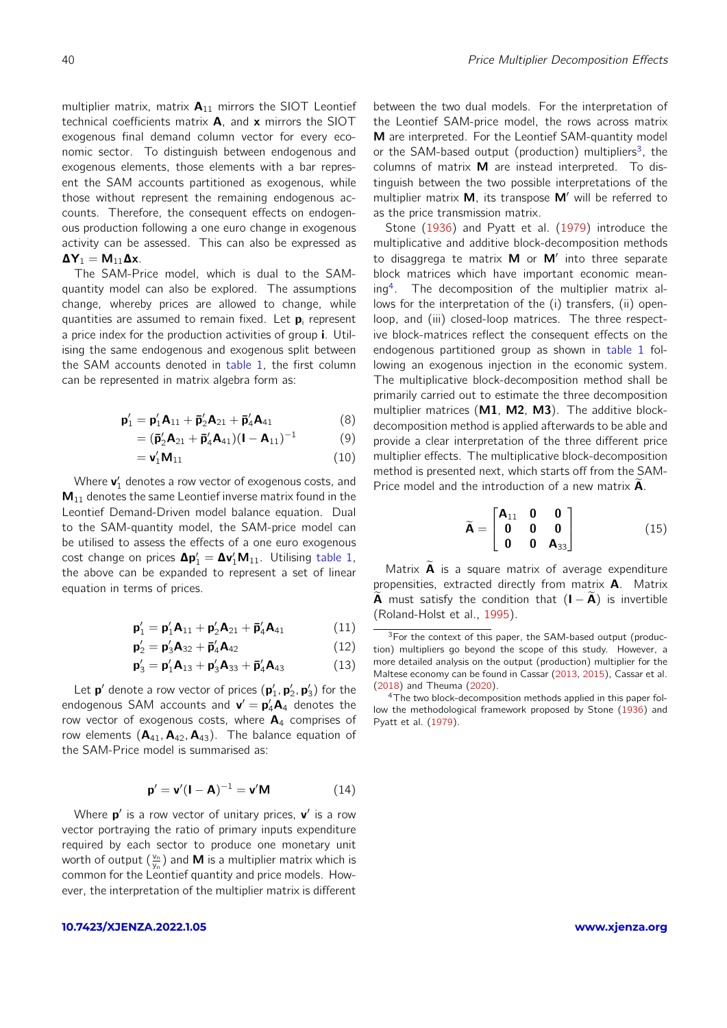multiplier matrix, matrix $\mathbf{A}_{11}$ mirrors the SIOT Leontief technical coefficients matrix $\mathbf{A}$, and $\mathbf{x}$ mirrors the SIOT exogenous final demand column vector for every economic sector. To distinguish between endogenous and exogenous elements, those elements with a bar represent the SAM accounts partitioned as exogenous, while those without represent the remaining endogenous accounts. Therefore, the consequent effects on endogenous production following a one euro change in exogenous activity can be assessed. This can also be expressed as $\mathbf{\Delta Y}_1 = \mathbf{M}_{11}\mathbf{\Delta x}$.

The SAM-Price model, which is dual to the SAM-quantity model can also be explored. The assumptions change, whereby prices are allowed to change, while quantities are assumed to remain fixed. Let $\mathbf{p}_i$ represent a price index for the production activities of group $\mathbf{i}$. Utilising the same endogenous and exogenous split between the SAM accounts denoted in table 1, the first column can be represented in matrix algebra form as:

$$\mathbf{p}_1' = \mathbf{p}_1'\mathbf{A}_{11} + \bar{\mathbf{p}}_2'\mathbf{A}_{21} + \bar{\mathbf{p}}_4'\mathbf{A}_{41} \tag{8}$$

$$= (\bar{\mathbf{p}}_2'\mathbf{A}_{21} + \bar{\mathbf{p}}_4'\mathbf{A}_{41})(\mathbf{I} - \mathbf{A}_{11})^{-1} \tag{9}$$

$$= \mathbf{v}_1'\mathbf{M}_{11} \tag{10}$$

Where $\mathbf{v}_1'$ denotes a row vector of exogenous costs, and $\mathbf{M}_{11}$ denotes the same Leontief inverse matrix found in the Leontief Demand-Driven model balance equation. Dual to the SAM-quantity model, the SAM-price model can be utilised to assess the effects of a one euro exogenous cost change on prices $\mathbf{\Delta p}_1' = \mathbf{\Delta v}_1'\mathbf{M}_{11}$. Utilising table 1, the above can be expanded to represent a set of linear equation in terms of prices.

$$\mathbf{p}_1' = \mathbf{p}_1'\mathbf{A}_{11} + \mathbf{p}_2'\mathbf{A}_{21} + \bar{\mathbf{p}}_4'\mathbf{A}_{41} \tag{11}$$

$$\mathbf{p}_2' = \mathbf{p}_3'\mathbf{A}_{32} + \bar{\mathbf{p}}_4'\mathbf{A}_{42} \tag{12}$$

$$\mathbf{p}_3' = \mathbf{p}_1'\mathbf{A}_{13} + \mathbf{p}_3'\mathbf{A}_{33} + \bar{\mathbf{p}}_4'\mathbf{A}_{43} \tag{13}$$

Let $\mathbf{p}'$ denote a row vector of prices $(\mathbf{p}_1', \mathbf{p}_2', \mathbf{p}_3')$ for the endogenous SAM accounts and $\mathbf{v}' = \mathbf{p}_4'\mathbf{A}_4$ denotes the row vector of exogenous costs, where $\mathbf{A}_4$ comprises of row elements $(\mathbf{A}_{41}, \mathbf{A}_{42}, \mathbf{A}_{43})$. The balance equation of the SAM-Price model is summarised as:

$$\mathbf{p}' = \mathbf{v}'(\mathbf{I} - \mathbf{A})^{-1} = \mathbf{v}'\mathbf{M} \tag{14}$$

Where $\mathbf{p}'$ is a row vector of unitary prices, $\mathbf{v}'$ is a row vector portraying the ratio of primary inputs expenditure required by each sector to produce one monetary unit worth of output $(\frac{v_n}{y_n})$ and $\mathbf{M}$ is a multiplier matrix which is common for the Leontief quantity and price models. However, the interpretation of the multiplier matrix is different between the two dual models. For the interpretation of the Leontief SAM-price model, the rows across matrix $\mathbf{M}$ are interpreted. For the Leontief SAM-quantity model or the SAM-based output (production) multipliers[3], the columns of matrix $\mathbf{M}$ are instead interpreted. To distinguish between the two possible interpretations of the multiplier matrix $\mathbf{M}$, its transpose $\mathbf{M}'$ will be referred to as the price transmission matrix.

Stone (1936) and Pyatt et al. (1979) introduce the multiplicative and additive block-decomposition methods to disaggrega te matrix $\mathbf{M}$ or $\mathbf{M}'$ into three separate block matrices which have important economic meaning[4]. The decomposition of the multiplier matrix allows for the interpretation of the (i) transfers, (ii) open-loop, and (iii) closed-loop matrices. The three respective block-matrices reflect the consequent effects on the endogenous partitioned group as shown in table 1 following an exogenous injection in the economic system. The multiplicative block-decomposition method shall be primarily carried out to estimate the three decomposition multiplier matrices (**M1**, **M2**, **M3**). The additive block-decomposition method is applied afterwards to be able and provide a clear interpretation of the three different price multiplier effects. The multiplicative block-decomposition method is presented next, which starts off from the SAM-Price model and the introduction of a new matrix $\widetilde{\mathbf{A}}$.

$$\widetilde{\mathbf{A}} = \begin{bmatrix} \mathbf{A}_{11} & \mathbf{0} & \mathbf{0} \\ \mathbf{0} & \mathbf{0} & \mathbf{0} \\ \mathbf{0} & \mathbf{0} & \mathbf{A}_{33} \end{bmatrix} \tag{15}$$

Matrix $\widetilde{\mathbf{A}}$ is a square matrix of average expenditure propensities, extracted directly from matrix $\mathbf{A}$. Matrix $\widetilde{\mathbf{A}}$ must satisfy the condition that $(\mathbf{I} - \widetilde{\mathbf{A}})$ is invertible (Roland-Holst et al., 1995).

---

[3] For the context of this paper, the SAM-based output (production) multipliers go beyond the scope of this study. However, a more detailed analysis on the output (production) multiplier for the Maltese economy can be found in Cassar (2013, 2015), Cassar et al. (2018) and Theuma (2020).

[4] The two block-decomposition methods applied in this paper follow the methodological framework proposed by Stone (1936) and Pyatt et al. (1979).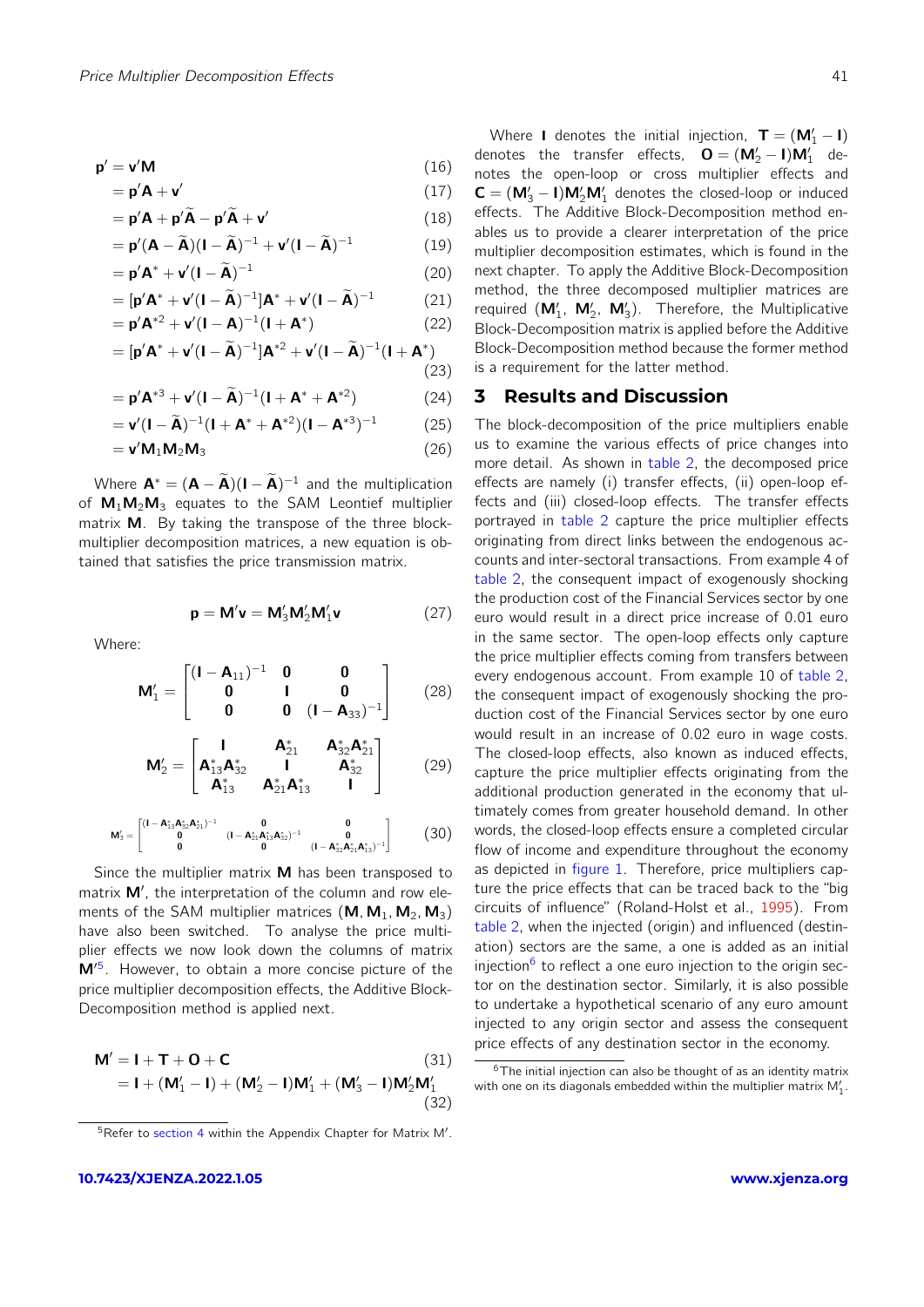$$
\begin{aligned}
\mathbf{p}' &= \mathbf{v}'\mathbf{M} && (16)\\
&= \mathbf{p}'\mathbf{A} + \mathbf{v}' && (17)\\
&= \mathbf{p}'\mathbf{A} + \mathbf{p}'\widetilde{\mathbf{A}} - \mathbf{p}'\widetilde{\mathbf{A}} + \mathbf{v}' && (18)\\
&= \mathbf{p}'(\mathbf{A} - \widetilde{\mathbf{A}})(\mathbf{I} - \widetilde{\mathbf{A}})^{-1} + \mathbf{v}'(\mathbf{I} - \widetilde{\mathbf{A}})^{-1} && (19)\\
&= \mathbf{p}'\mathbf{A}^* + \mathbf{v}'(\mathbf{I} - \widetilde{\mathbf{A}})^{-1} && (20)\\
&= [\mathbf{p}'\mathbf{A}^* + \mathbf{v}'(\mathbf{I} - \widetilde{\mathbf{A}})^{-1}]\mathbf{A}^* + \mathbf{v}'(\mathbf{I} - \widetilde{\mathbf{A}})^{-1} && (21)\\
&= \mathbf{p}'\mathbf{A}^{*2} + \mathbf{v}'(\mathbf{I} - \mathbf{A})^{-1}(\mathbf{I} + \mathbf{A}^*) && (22)\\
&= [\mathbf{p}'\mathbf{A}^* + \mathbf{v}'(\mathbf{I} - \widetilde{\mathbf{A}})^{-1}]\mathbf{A}^{*2} + \mathbf{v}'(\mathbf{I} - \widetilde{\mathbf{A}})^{-1}(\mathbf{I} + \mathbf{A}^*) && (23)\\
&= \mathbf{p}'\mathbf{A}^{*3} + \mathbf{v}'(\mathbf{I} - \widetilde{\mathbf{A}})^{-1}(\mathbf{I} + \mathbf{A}^* + \mathbf{A}^{*2}) && (24)\\
&= \mathbf{v}'(\mathbf{I} - \widetilde{\mathbf{A}})^{-1}(\mathbf{I} + \mathbf{A}^* + \mathbf{A}^{*2})(\mathbf{I} - \mathbf{A}^{*3})^{-1} && (25)\\
&= \mathbf{v}'\mathbf{M}_1\mathbf{M}_2\mathbf{M}_3 && (26)
\end{aligned}
$$

Where $\mathbf{A}^* = (\mathbf{A} - \widetilde{\mathbf{A}})(\mathbf{I} - \widetilde{\mathbf{A}})^{-1}$ and the multiplication of $\mathbf{M}_1\mathbf{M}_2\mathbf{M}_3$ equates to the SAM Leontief multiplier matrix $\mathbf{M}$. By taking the transpose of the three block-multiplier decomposition matrices, a new equation is obtained that satisfies the price transmission matrix.

$$
\mathbf{p} = \mathbf{M}'\mathbf{v} = \mathbf{M}_3'\mathbf{M}_2'\mathbf{M}_1'\mathbf{v} \qquad (27)
$$

Where:

$$
\mathbf{M}_1' = \begin{bmatrix} (\mathbf{I} - \mathbf{A}_{11})^{-1} & \mathbf{0} & \mathbf{0} \\ \mathbf{0} & \mathbf{I} & \mathbf{0} \\ \mathbf{0} & \mathbf{0} & (\mathbf{I} - \mathbf{A}_{33})^{-1} \end{bmatrix} \qquad (28)
$$

$$
\mathbf{M}_2' = \begin{bmatrix} \mathbf{I} & \mathbf{A}_{21}^* & \mathbf{A}_{32}^*\mathbf{A}_{21}^* \\ \mathbf{A}_{13}^*\mathbf{A}_{32}^* & \mathbf{I} & \mathbf{A}_{32}^* \\ \mathbf{A}_{13}^* & \mathbf{A}_{21}^*\mathbf{A}_{13}^* & \mathbf{I} \end{bmatrix} \qquad (29)
$$

$$
\mathbf{M}_3' = \begin{bmatrix} (\mathbf{I} - \mathbf{A}_{13}^*\mathbf{A}_{32}^*\mathbf{A}_{21}^*)^{-1} & \mathbf{0} & \mathbf{0} \\ \mathbf{0} & (\mathbf{I} - \mathbf{A}_{21}^*\mathbf{A}_{13}^*\mathbf{A}_{32}^*)^{-1} & \mathbf{0} \\ \mathbf{0} & \mathbf{0} & (\mathbf{I} - \mathbf{A}_{32}^*\mathbf{A}_{21}^*\mathbf{A}_{13}^*)^{-1} \end{bmatrix} \qquad (30)
$$

Since the multiplier matrix $\mathbf{M}$ has been transposed to matrix $\mathbf{M}'$, the interpretation of the column and row elements of the SAM multiplier matrices ($\mathbf{M}, \mathbf{M}_1, \mathbf{M}_2, \mathbf{M}_3$) have also been switched. To analyse the price multiplier effects we now look down the columns of matrix $\mathbf{M}'$[5]. However, to obtain a more concise picture of the price multiplier decomposition effects, the Additive Block-Decomposition method is applied next.

$$
\begin{aligned}
\mathbf{M}' &= \mathbf{I} + \mathbf{T} + \mathbf{O} + \mathbf{C} && (31)\\
&= \mathbf{I} + (\mathbf{M}_1' - \mathbf{I}) + (\mathbf{M}_2' - \mathbf{I})\mathbf{M}_1' + (\mathbf{M}_3' - \mathbf{I})\mathbf{M}_2'\mathbf{M}_1' && (32)
\end{aligned}
$$

[5] Refer to section 4 within the Appendix Chapter for Matrix M′.

Where $\mathbf{I}$ denotes the initial injection, $\mathbf{T} = (\mathbf{M}_1' - \mathbf{I})$ denotes the transfer effects, $\mathbf{O} = (\mathbf{M}_2' - \mathbf{I})\mathbf{M}_1'$ denotes the open-loop or cross multiplier effects and $\mathbf{C} = (\mathbf{M}_3' - \mathbf{I})\mathbf{M}_2'\mathbf{M}_1'$ denotes the closed-loop or induced effects. The Additive Block-Decomposition method enables us to provide a clearer interpretation of the price multiplier decomposition estimates, which is found in the next chapter. To apply the Additive Block-Decomposition method, the three decomposed multiplier matrices are required ($\mathbf{M}_1'$, $\mathbf{M}_2'$, $\mathbf{M}_3'$). Therefore, the Multiplicative Block-Decomposition matrix is applied before the Additive Block-Decomposition method because the former method is a requirement for the latter method.

## 3 Results and Discussion

The block-decomposition of the price multipliers enable us to examine the various effects of price changes into more detail. As shown in table 2, the decomposed price effects are namely (i) transfer effects, (ii) open-loop effects and (iii) closed-loop effects. The transfer effects portrayed in table 2 capture the price multiplier effects originating from direct links between the endogenous accounts and inter-sectoral transactions. From example 4 of table 2, the consequent impact of exogenously shocking the production cost of the Financial Services sector by one euro would result in a direct price increase of 0.01 euro in the same sector. The open-loop effects only capture the price multiplier effects coming from transfers between every endogenous account. From example 10 of table 2, the consequent impact of exogenously shocking the production cost of the Financial Services sector by one euro would result in an increase of 0.02 euro in wage costs. The closed-loop effects, also known as induced effects, capture the price multiplier effects originating from the additional production generated in the economy that ultimately comes from greater household demand. In other words, the closed-loop effects ensure a completed circular flow of income and expenditure throughout the economy as depicted in figure 1. Therefore, price multipliers capture the price effects that can be traced back to the "big circuits of influence" (Roland-Holst et al., 1995). From table 2, when the injected (origin) and influenced (destination) sectors are the same, a one is added as an initial injection[6] to reflect a one euro injection to the origin sector on the destination sector. Similarly, it is also possible to undertake a hypothetical scenario of any euro amount injected to any origin sector and assess the consequent price effects of any destination sector in the economy.

[6] The initial injection can also be thought of as an identity matrix with one on its diagonals embedded within the multiplier matrix $\mathrm{M}_1'$.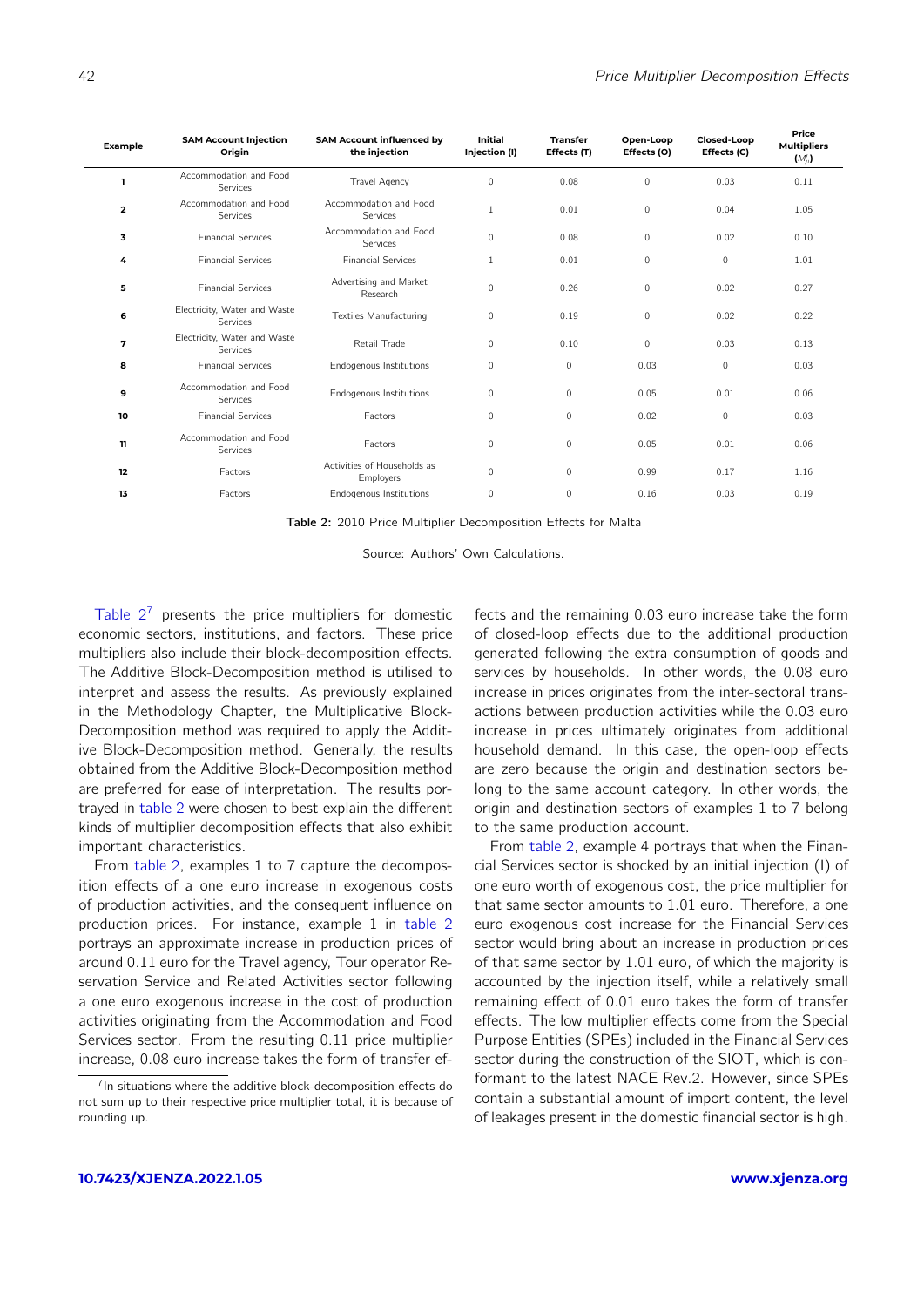| Example | SAM Account Injection Origin | SAM Account influenced by the injection | Initial Injection (I) | Transfer Effects (T) | Open-Loop Effects (O) | Closed-Loop Effects (C) | Price Multipliers ($M^{\prime}_{ji}$) |
|---|---|---|---|---|---|---|---|
| 1 | Accommodation and Food Services | Travel Agency | 0 | 0.08 | 0 | 0.03 | 0.11 |
| 2 | Accommodation and Food Services | Accommodation and Food Services | 1 | 0.01 | 0 | 0.04 | 1.05 |
| 3 | Financial Services | Accommodation and Food Services | 0 | 0.08 | 0 | 0.02 | 0.10 |
| 4 | Financial Services | Financial Services | 1 | 0.01 | 0 | 0 | 1.01 |
| 5 | Financial Services | Advertising and Market Research | 0 | 0.26 | 0 | 0.02 | 0.27 |
| 6 | Electricity, Water and Waste Services | Textiles Manufacturing | 0 | 0.19 | 0 | 0.02 | 0.22 |
| 7 | Electricity, Water and Waste Services | Retail Trade | 0 | 0.10 | 0 | 0.03 | 0.13 |
| 8 | Financial Services | Endogenous Institutions | 0 | 0 | 0.03 | 0 | 0.03 |
| 9 | Accommodation and Food Services | Endogenous Institutions | 0 | 0 | 0.05 | 0.01 | 0.06 |
| 10 | Financial Services | Factors | 0 | 0 | 0.02 | 0 | 0.03 |
| 11 | Accommodation and Food Services | Factors | 0 | 0 | 0.05 | 0.01 | 0.06 |
| 12 | Factors | Activities of Households as Employers | 0 | 0 | 0.99 | 0.17 | 1.16 |
| 13 | Factors | Endogenous Institutions | 0 | 0 | 0.16 | 0.03 | 0.19 |

**Table 2:** 2010 Price Multiplier Decomposition Effects for Malta

Source: Authors' Own Calculations.

Table 2[7] presents the price multipliers for domestic economic sectors, institutions, and factors. These price multipliers also include their block-decomposition effects. The Additive Block-Decomposition method is utilised to interpret and assess the results. As previously explained in the Methodology Chapter, the Multiplicative Block-Decomposition method was required to apply the Additive Block-Decomposition method. Generally, the results obtained from the Additive Block-Decomposition method are preferred for ease of interpretation. The results portrayed in table 2 were chosen to best explain the different kinds of multiplier decomposition effects that also exhibit important characteristics.

From table 2, examples 1 to 7 capture the decomposition effects of a one euro increase in exogenous costs of production activities, and the consequent influence on production prices. For instance, example 1 in table 2 portrays an approximate increase in production prices of around 0.11 euro for the Travel agency, Tour operator Reservation Service and Related Activities sector following a one euro exogenous increase in the cost of production activities originating from the Accommodation and Food Services sector. From the resulting 0.11 price multiplier increase, 0.08 euro increase takes the form of transfer effects and the remaining 0.03 euro increase take the form of closed-loop effects due to the additional production generated following the extra consumption of goods and services by households. In other words, the 0.08 euro increase in prices originates from the inter-sectoral transactions between production activities while the 0.03 euro increase in prices ultimately originates from additional household demand. In this case, the open-loop effects are zero because the origin and destination sectors belong to the same account category. In other words, the origin and destination sectors of examples 1 to 7 belong to the same production account.

From table 2, example 4 portrays that when the Financial Services sector is shocked by an initial injection (I) of one euro worth of exogenous cost, the price multiplier for that same sector amounts to 1.01 euro. Therefore, a one euro exogenous cost increase for the Financial Services sector would bring about an increase in production prices of that same sector by 1.01 euro, of which the majority is accounted by the injection itself, while a relatively small remaining effect of 0.01 euro takes the form of transfer effects. The low multiplier effects come from the Special Purpose Entities (SPEs) included in the Financial Services sector during the construction of the SIOT, which is conformant to the latest NACE Rev.2. However, since SPEs contain a substantial amount of import content, the level of leakages present in the domestic financial sector is high.

[7] In situations where the additive block-decomposition effects do not sum up to their respective price multiplier total, it is because of rounding up.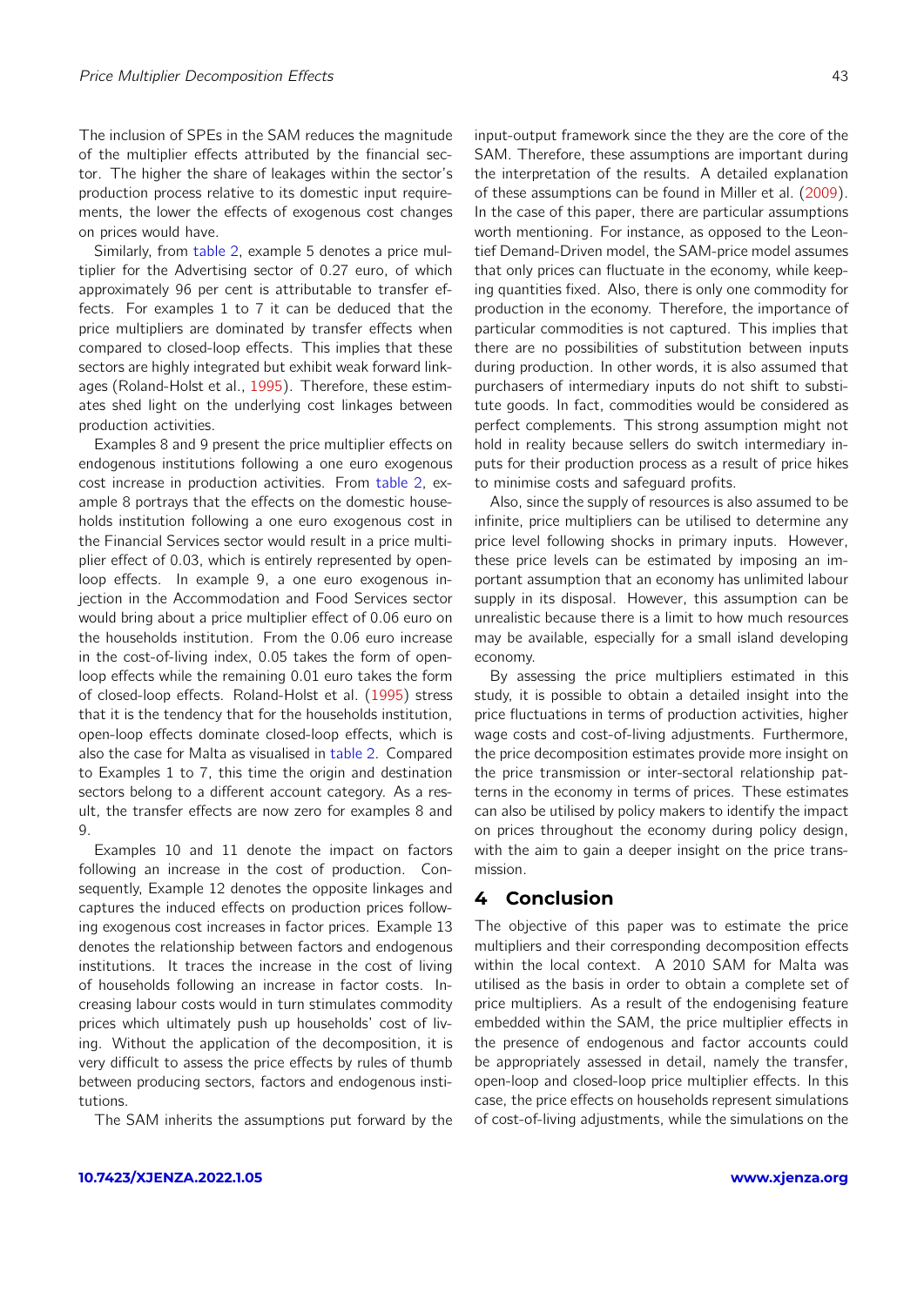The inclusion of SPEs in the SAM reduces the magnitude of the multiplier effects attributed by the financial sector. The higher the share of leakages within the sector's production process relative to its domestic input requirements, the lower the effects of exogenous cost changes on prices would have.

Similarly, from table 2, example 5 denotes a price multiplier for the Advertising sector of 0.27 euro, of which approximately 96 per cent is attributable to transfer effects. For examples 1 to 7 it can be deduced that the price multipliers are dominated by transfer effects when compared to closed-loop effects. This implies that these sectors are highly integrated but exhibit weak forward linkages (Roland-Holst et al., 1995). Therefore, these estimates shed light on the underlying cost linkages between production activities.

Examples 8 and 9 present the price multiplier effects on endogenous institutions following a one euro exogenous cost increase in production activities. From table 2, example 8 portrays that the effects on the domestic households institution following a one euro exogenous cost in the Financial Services sector would result in a price multiplier effect of 0.03, which is entirely represented by open-loop effects. In example 9, a one euro exogenous injection in the Accommodation and Food Services sector would bring about a price multiplier effect of 0.06 euro on the households institution. From the 0.06 euro increase in the cost-of-living index, 0.05 takes the form of open-loop effects while the remaining 0.01 euro takes the form of closed-loop effects. Roland-Holst et al. (1995) stress that it is the tendency that for the households institution, open-loop effects dominate closed-loop effects, which is also the case for Malta as visualised in table 2. Compared to Examples 1 to 7, this time the origin and destination sectors belong to a different account category. As a result, the transfer effects are now zero for examples 8 and 9.

Examples 10 and 11 denote the impact on factors following an increase in the cost of production. Consequently, Example 12 denotes the opposite linkages and captures the induced effects on production prices following exogenous cost increases in factor prices. Example 13 denotes the relationship between factors and endogenous institutions. It traces the increase in the cost of living of households following an increase in factor costs. Increasing labour costs would in turn stimulates commodity prices which ultimately push up households' cost of living. Without the application of the decomposition, it is very difficult to assess the price effects by rules of thumb between producing sectors, factors and endogenous institutions.

The SAM inherits the assumptions put forward by the input-output framework since the they are the core of the SAM. Therefore, these assumptions are important during the interpretation of the results. A detailed explanation of these assumptions can be found in Miller et al. (2009). In the case of this paper, there are particular assumptions worth mentioning. For instance, as opposed to the Leontief Demand-Driven model, the SAM-price model assumes that only prices can fluctuate in the economy, while keeping quantities fixed. Also, there is only one commodity for production in the economy. Therefore, the importance of particular commodities is not captured. This implies that there are no possibilities of substitution between inputs during production. In other words, it is also assumed that purchasers of intermediary inputs do not shift to substitute goods. In fact, commodities would be considered as perfect complements. This strong assumption might not hold in reality because sellers do switch intermediary inputs for their production process as a result of price hikes to minimise costs and safeguard profits.

Also, since the supply of resources is also assumed to be infinite, price multipliers can be utilised to determine any price level following shocks in primary inputs. However, these price levels can be estimated by imposing an important assumption that an economy has unlimited labour supply in its disposal. However, this assumption can be unrealistic because there is a limit to how much resources may be available, especially for a small island developing economy.

By assessing the price multipliers estimated in this study, it is possible to obtain a detailed insight into the price fluctuations in terms of production activities, higher wage costs and cost-of-living adjustments. Furthermore, the price decomposition estimates provide more insight on the price transmission or inter-sectoral relationship patterns in the economy in terms of prices. These estimates can also be utilised by policy makers to identify the impact on prices throughout the economy during policy design, with the aim to gain a deeper insight on the price transmission.

## 4 Conclusion

The objective of this paper was to estimate the price multipliers and their corresponding decomposition effects within the local context. A 2010 SAM for Malta was utilised as the basis in order to obtain a complete set of price multipliers. As a result of the endogenising feature embedded within the SAM, the price multiplier effects in the presence of endogenous and factor accounts could be appropriately assessed in detail, namely the transfer, open-loop and closed-loop price multiplier effects. In this case, the price effects on households represent simulations of cost-of-living adjustments, while the simulations on the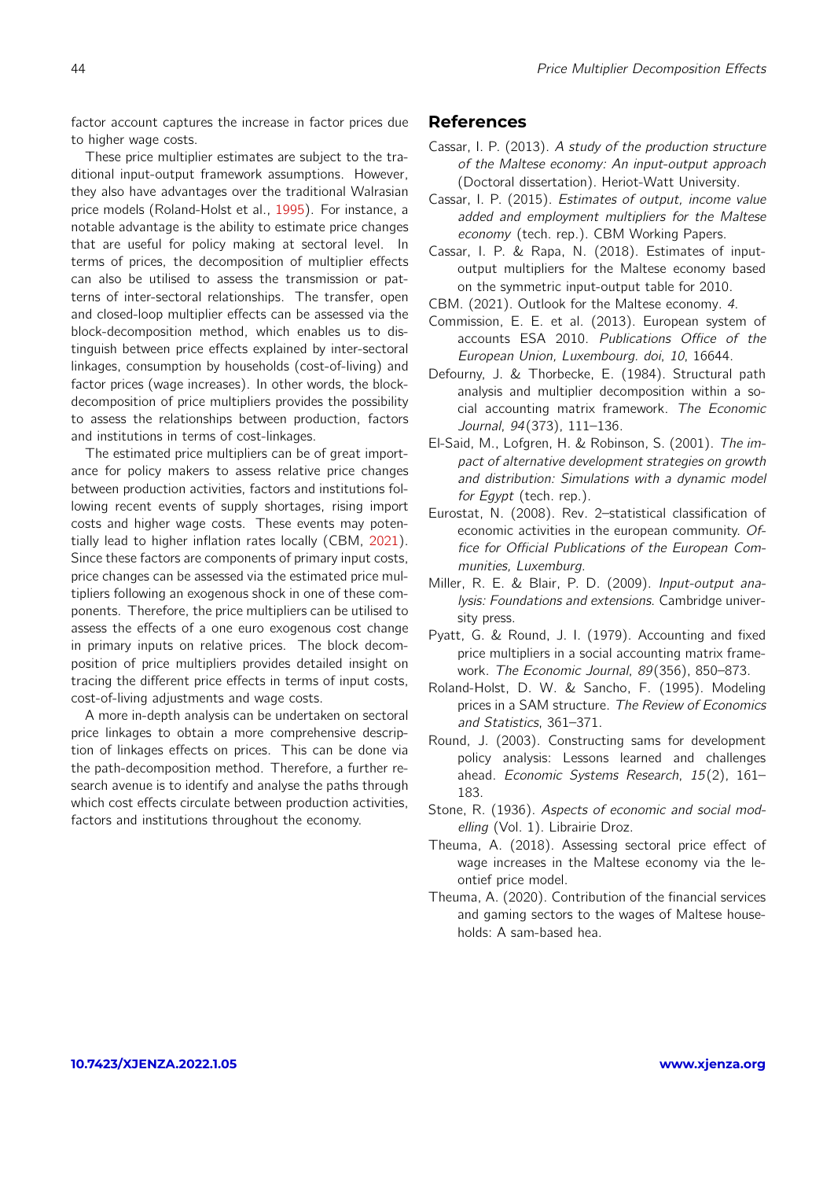factor account captures the increase in factor prices due to higher wage costs.

These price multiplier estimates are subject to the traditional input-output framework assumptions. However, they also have advantages over the traditional Walrasian price models (Roland-Holst et al., 1995). For instance, a notable advantage is the ability to estimate price changes that are useful for policy making at sectoral level. In terms of prices, the decomposition of multiplier effects can also be utilised to assess the transmission or patterns of inter-sectoral relationships. The transfer, open and closed-loop multiplier effects can be assessed via the block-decomposition method, which enables us to distinguish between price effects explained by inter-sectoral linkages, consumption by households (cost-of-living) and factor prices (wage increases). In other words, the block-decomposition of price multipliers provides the possibility to assess the relationships between production, factors and institutions in terms of cost-linkages.

The estimated price multipliers can be of great importance for policy makers to assess relative price changes between production activities, factors and institutions following recent events of supply shortages, rising import costs and higher wage costs. These events may potentially lead to higher inflation rates locally (CBM, 2021). Since these factors are components of primary input costs, price changes can be assessed via the estimated price multipliers following an exogenous shock in one of these components. Therefore, the price multipliers can be utilised to assess the effects of a one euro exogenous cost change in primary inputs on relative prices. The block decomposition of price multipliers provides detailed insight on tracing the different price effects in terms of input costs, cost-of-living adjustments and wage costs.

A more in-depth analysis can be undertaken on sectoral price linkages to obtain a more comprehensive description of linkages effects on prices. This can be done via the path-decomposition method. Therefore, a further research avenue is to identify and analyse the paths through which cost effects circulate between production activities, factors and institutions throughout the economy.

## References

Cassar, I. P. (2013). *A study of the production structure of the Maltese economy: An input-output approach* (Doctoral dissertation). Heriot-Watt University.

Cassar, I. P. (2015). *Estimates of output, income value added and employment multipliers for the Maltese economy* (tech. rep.). CBM Working Papers.

Cassar, I. P. & Rapa, N. (2018). Estimates of input-output multipliers for the Maltese economy based on the symmetric input-output table for 2010.

CBM. (2021). Outlook for the Maltese economy. *4*.

Commission, E. E. et al. (2013). European system of accounts ESA 2010. *Publications Office of the European Union, Luxembourg. doi*, *10*, 16644.

Defourny, J. & Thorbecke, E. (1984). Structural path analysis and multiplier decomposition within a social accounting matrix framework. *The Economic Journal*, *94*(373), 111–136.

El-Said, M., Lofgren, H. & Robinson, S. (2001). *The impact of alternative development strategies on growth and distribution: Simulations with a dynamic model for Egypt* (tech. rep.).

Eurostat, N. (2008). Rev. 2–statistical classification of economic activities in the european community. *Office for Official Publications of the European Communities, Luxemburg*.

Miller, R. E. & Blair, P. D. (2009). *Input-output analysis: Foundations and extensions*. Cambridge university press.

Pyatt, G. & Round, J. I. (1979). Accounting and fixed price multipliers in a social accounting matrix framework. *The Economic Journal*, *89*(356), 850–873.

Roland-Holst, D. W. & Sancho, F. (1995). Modeling prices in a SAM structure. *The Review of Economics and Statistics*, 361–371.

Round, J. (2003). Constructing sams for development policy analysis: Lessons learned and challenges ahead. *Economic Systems Research*, *15*(2), 161–183.

Stone, R. (1936). *Aspects of economic and social modelling* (Vol. 1). Librairie Droz.

Theuma, A. (2018). Assessing sectoral price effect of wage increases in the Maltese economy via the leontief price model.

Theuma, A. (2020). Contribution of the financial services and gaming sectors to the wages of Maltese households: A sam-based hea.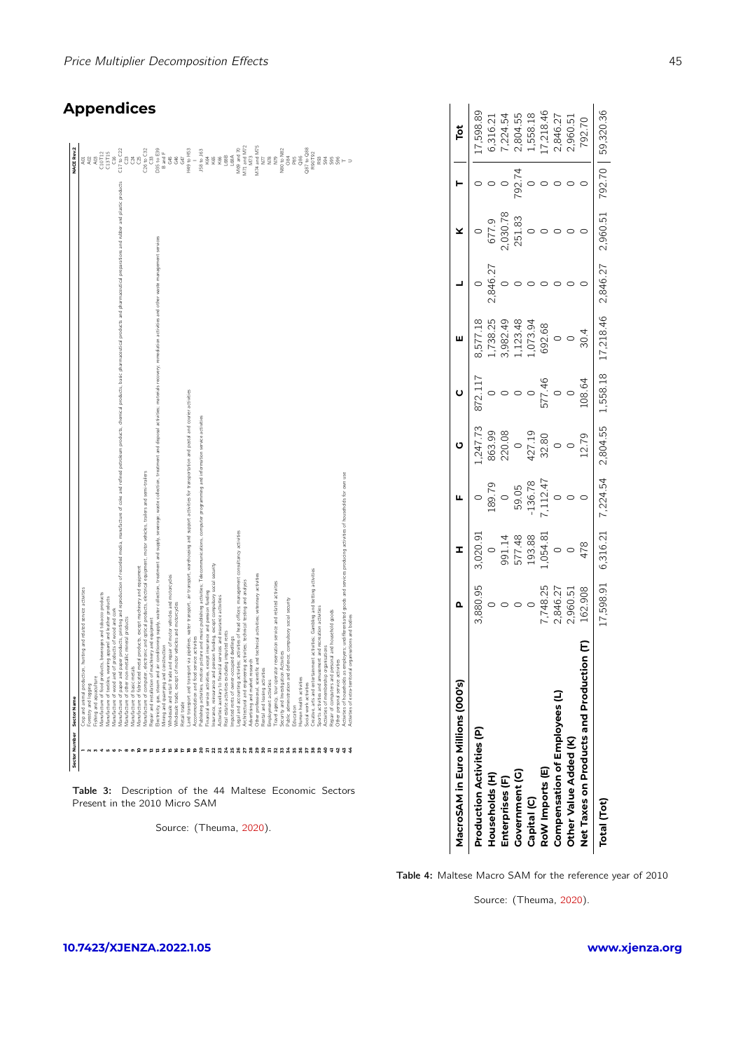## Appendices

| Sector Number | Sector Name | NACE Rev.2 |
|---|---|---|
| 1 | Crop and animal production, hunting and related service activities | A01 |
| 2 | Forestry and logging | A02 |
| 3 | Fishing and aquaculture | A03 |
| 4 | Manufacture of food products, beverages and tobacco products | C10T12 |
| 5 | Manufacture of textiles, wearing apparel and leather products | C13T15 |
| 6 | Manufacture of wood and of products of wood and cork | C16 |
| 7 | Manufacture of paper and paper products, printing and reproduction of recorded media, manufacture of coke and refined petroleum products, chemical products, basic pharmaceutical products and pharmaceutical preparations and rubber and plastic products | C17 to C22 |
| 8 | Manufacture of other non-metallic mineral products | C23 |
| 9 | Manufacture of basic metals | C24 |
| 10 | Manufacture of fabricated metal products, except machinery and equipment | C25 |
| 11 | Manufacture of computer, electronic and optical products, electrical equipment, motor vehicles, trailers and semi-trailers | C26 to C32 |
| 12 | Repair and installation of machinery and equipment | C33 |
| 13 | Electricity, gas, steam and air conditioning supply, water collection, treatment and supply, sewerage, waste collection, treatment and disposal activities, materials recovery, remediation activities and other waste management services | D35 to E39 |
| 14 | Mining and quarrying and construction | B and F |
| 15 | Wholesale and retail trade and repair of motor vehicles and motorcycles | G45 |
| 16 | Wholesale trade, except of motor vehicles and motorcycles | G46 |
| 17 | Retail trade | G47 |
| 18 | Land transport and transport via pipelines, water transport, air transport, warehousing and support activities for transportation and postal and courier activities | H49 to H53 |
| 19 | Accommodation and food service activities | I |
| 20 | Publishing activities; motion picture and music publishing activities; Telecommunications, computer programming and information service activities | J58 to J63 |
| 21 | Financial service activities, except insurance and pension funding | K64 |
| 22 | Insurance, reinsurance and pension funding, except compulsory social security | K65 |
| 23 | Activities auxiliary to financial services and insurance activities | K66 |
| 24 | Real estate activities excluding imputed rents | L68B |
| 25 | Imputed rents of owner-occupied dwellings | L68A |
| 26 | Legal and accounting activities; activities of head offices; management consultancy activities | M69 and 70 |
| 27 | Architectural and engineering activities; technical testing and analysis | M71 and M72 |
| 28 | Advertising and market research | M73 |
| 29 | Other professional, scientific and technical activities; veterinary activities | M74 and M75 |
| 30 | Rental and leasing activities | N77 |
| 31 | Employment activities | N78 |
| 32 | Travel agency, tour operator reservation service and related activities | N79 |
| 33 | Security and investigation activities | N80 to N82 |
| 34 | Public administration and defence; compulsory social security | O84 |
| 35 | Education | P85 |
| 36 | Human health activities | Q86 |
| 37 | Social work activities | Q87 to Q88 |
| 38 | Creative, arts and entertainment activities; Gambling and betting activities | R90T92 |
| 39 | Sports activities and amusement and recreation activities | R93 |
| 40 | Activities of membership organisations | S94 |
| 41 | Repair of computers and personal and household goods | S95 |
| 42 | Other personal service activities | S96 |
| 43 | Activities of households as employers; undifferentiated goods and services producing activities of households for own use | T |
| 44 | Activities of extra-territorial organisations and bodies | U |

**Table 3:** Description of the 44 Maltese Economic Sectors Present in the 2010 Micro SAM

Source: (Theuma, 2020).

| MacroSAM in Euro Millions (000's) | P | H | F | G | C | E | L | K | T | Tot |
|---|---|---|---|---|---|---|---|---|---|---|
| **Production Activities (P)** | 3,880.95 | 3,020.91 | 0 | 1,247.73 | 872.117 | 8,577.18 | 0 | 0 | 0 | 17,598.89 |
| **Households (H)** | 0 | 0 | 189.79 | 863.99 | 0 | 1,738.25 | 2,846.27 | 677.9 | 0 | 6,316.21 |
| **Enterprises (F)** | 0 | 991.14 | 0 | 220.08 | 0 | 3,982.49 | 0 | 2,030.78 | 0 | 7,224.54 |
| **Government (G)** | 0 | 577.48 | 59.05 | 0 | 0 | 1,123.48 | 0 | 251.83 | 792.74 | 2,804.55 |
| **Capital (C)** | 0 | 193.88 | -136.78 | 427.19 | 0 | 1,073.94 | 0 | 0 | 0 | 1,558.18 |
| **RoW Imports (E)** | 7,748.25 | 1,054.81 | 7,112.47 | 32.80 | 577.46 | 692.68 | 0 | 0 | 0 | 17,218.46 |
| **Compensation of Employees (L)** | 2,846.27 | 0 | 0 | 0 | 0 | 0 | 0 | 0 | 0 | 2,846.27 |
| **Other Value Added (K)** | 2,960.51 | 0 | 0 | 0 | 0 | 0 | 0 | 0 | 0 | 2,960.51 |
| **Net Taxes on Products and Production (T)** | 162.908 | 478 | 0 | 12.79 | 108.64 | 30.4 | 0 | 0 | 0 | 792.70 |
| **Total (Tot)** | 17,598.91 | 6,316.21 | 7,224.54 | 2,804.55 | 1,558.18 | 17,218.46 | 2,846.27 | 2,960.51 | 792.70 | 59,320.36 |

**Table 4:** Maltese Macro SAM for the reference year of 2010

Source: (Theuma, 2020).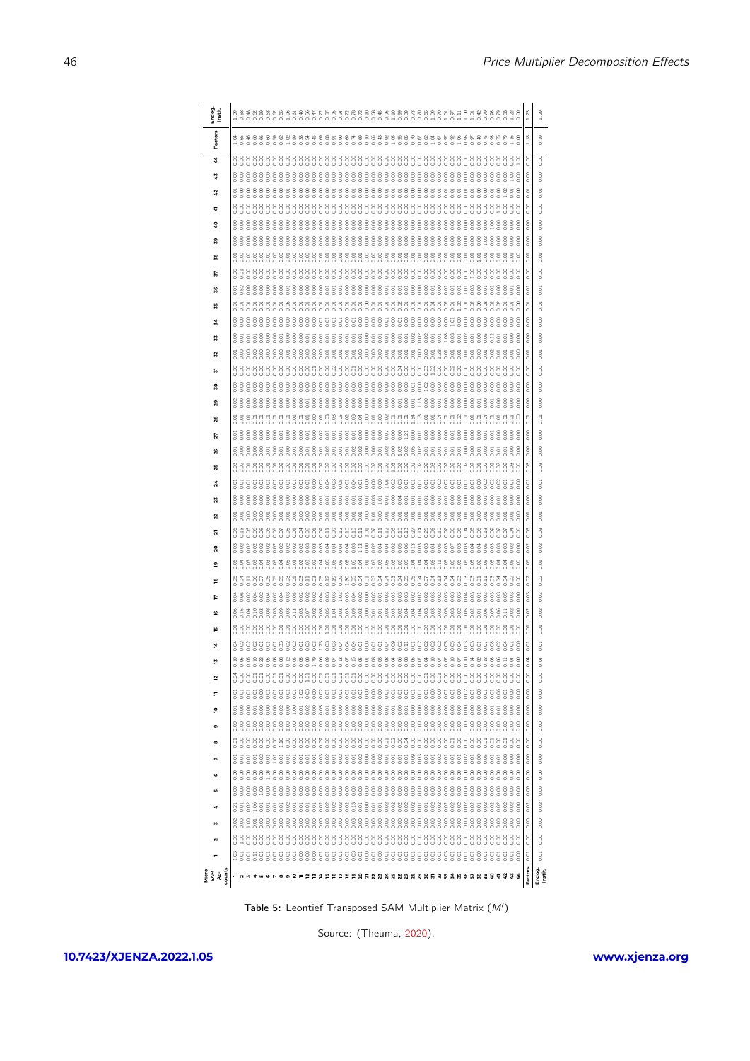Table 5: Leontief Transposed SAM Multiplier Matrix ($M'$)

Source: (Theuma, 2020).